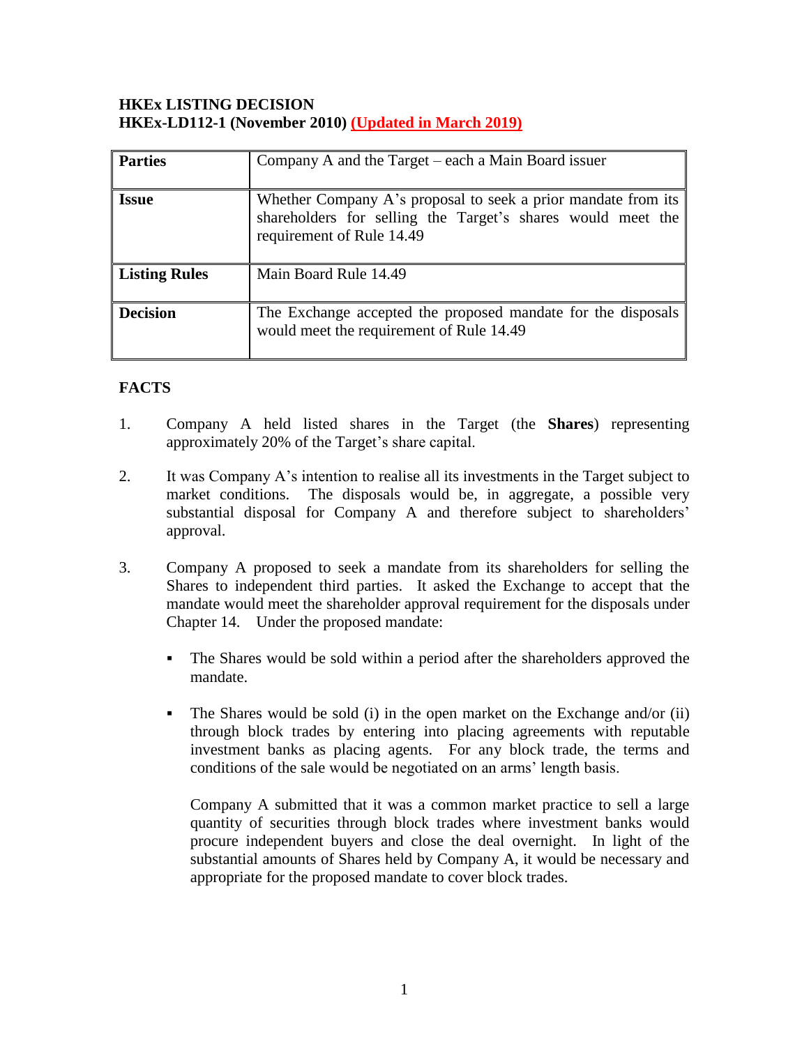**HKEx LISTING DECISION**
**HKEx-LD112-1 (November 2010) (Updated in March 2019)**

| **Parties** | Company A and the Target – each a Main Board issuer |
|---|---|
| **Issue** | Whether Company A's proposal to seek a prior mandate from its shareholders for selling the Target's shares would meet the requirement of Rule 14.49 |
| **Listing Rules** | Main Board Rule 14.49 |
| **Decision** | The Exchange accepted the proposed mandate for the disposals would meet the requirement of Rule 14.49 |

## FACTS

1. Company A held listed shares in the Target (the **Shares**) representing approximately 20% of the Target's share capital.

2. It was Company A's intention to realise all its investments in the Target subject to market conditions. The disposals would be, in aggregate, a possible very substantial disposal for Company A and therefore subject to shareholders' approval.

3. Company A proposed to seek a mandate from its shareholders for selling the Shares to independent third parties. It asked the Exchange to accept that the mandate would meet the shareholder approval requirement for the disposals under Chapter 14. Under the proposed mandate:

   - The Shares would be sold within a period after the shareholders approved the mandate.

   - The Shares would be sold (i) in the open market on the Exchange and/or (ii) through block trades by entering into placing agreements with reputable investment banks as placing agents. For any block trade, the terms and conditions of the sale would be negotiated on an arms' length basis.

     Company A submitted that it was a common market practice to sell a large quantity of securities through block trades where investment banks would procure independent buyers and close the deal overnight. In light of the substantial amounts of Shares held by Company A, it would be necessary and appropriate for the proposed mandate to cover block trades.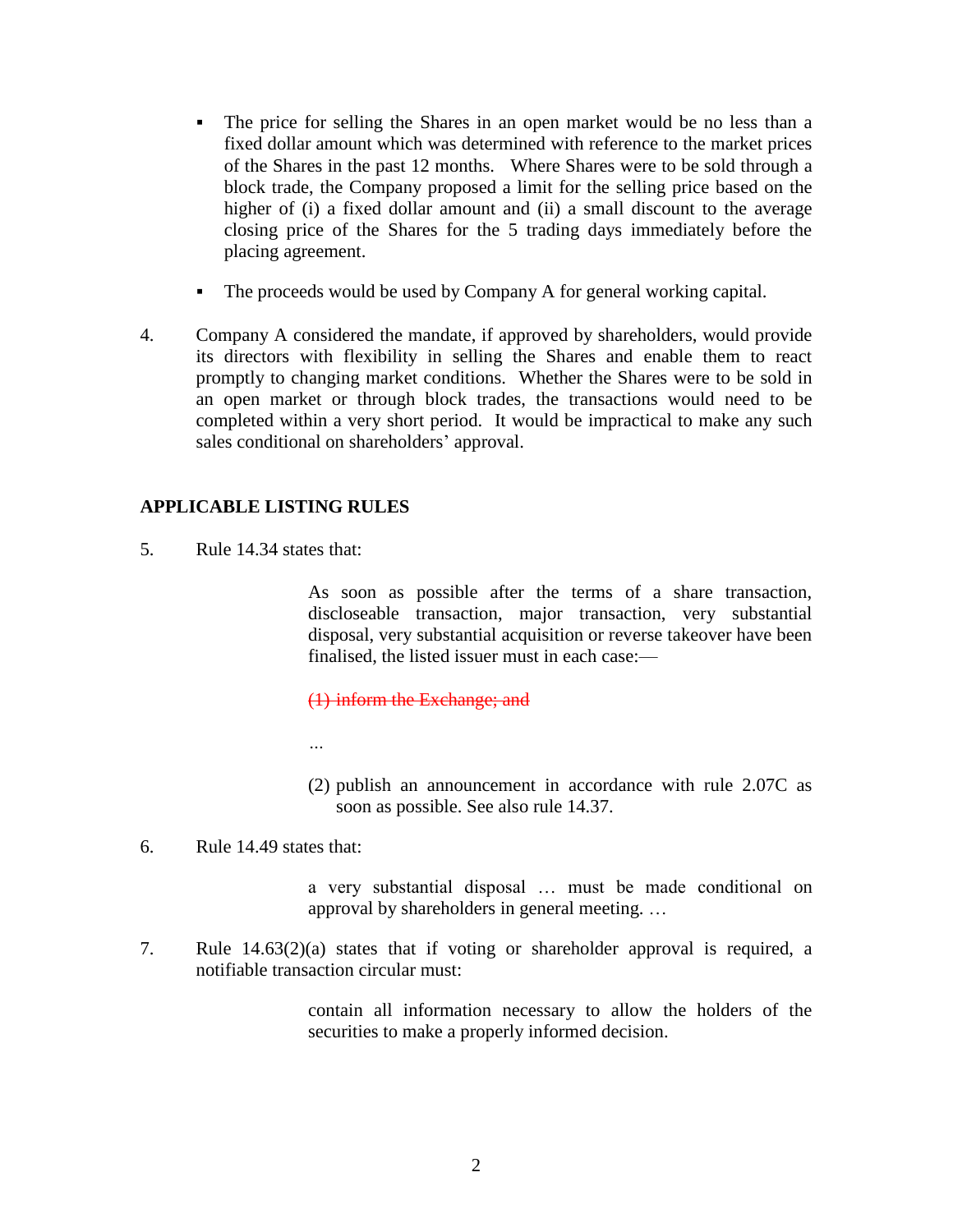- The price for selling the Shares in an open market would be no less than a fixed dollar amount which was determined with reference to the market prices of the Shares in the past 12 months. Where Shares were to be sold through a block trade, the Company proposed a limit for the selling price based on the higher of (i) a fixed dollar amount and (ii) a small discount to the average closing price of the Shares for the 5 trading days immediately before the placing agreement.

- The proceeds would be used by Company A for general working capital.

4. Company A considered the mandate, if approved by shareholders, would provide its directors with flexibility in selling the Shares and enable them to react promptly to changing market conditions. Whether the Shares were to be sold in an open market or through block trades, the transactions would need to be completed within a very short period. It would be impractical to make any such sales conditional on shareholders' approval.

## APPLICABLE LISTING RULES

5. Rule 14.34 states that:

> As soon as possible after the terms of a share transaction, discloseable transaction, major transaction, very substantial disposal, very substantial acquisition or reverse takeover have been finalised, the listed issuer must in each case:—
>
> ~~(1) inform the Exchange; and~~
>
> …
>
> (2) publish an announcement in accordance with rule 2.07C as soon as possible. See also rule 14.37.

6. Rule 14.49 states that:

> a very substantial disposal … must be made conditional on approval by shareholders in general meeting. …

7. Rule 14.63(2)(a) states that if voting or shareholder approval is required, a notifiable transaction circular must:

> contain all information necessary to allow the holders of the securities to make a properly informed decision.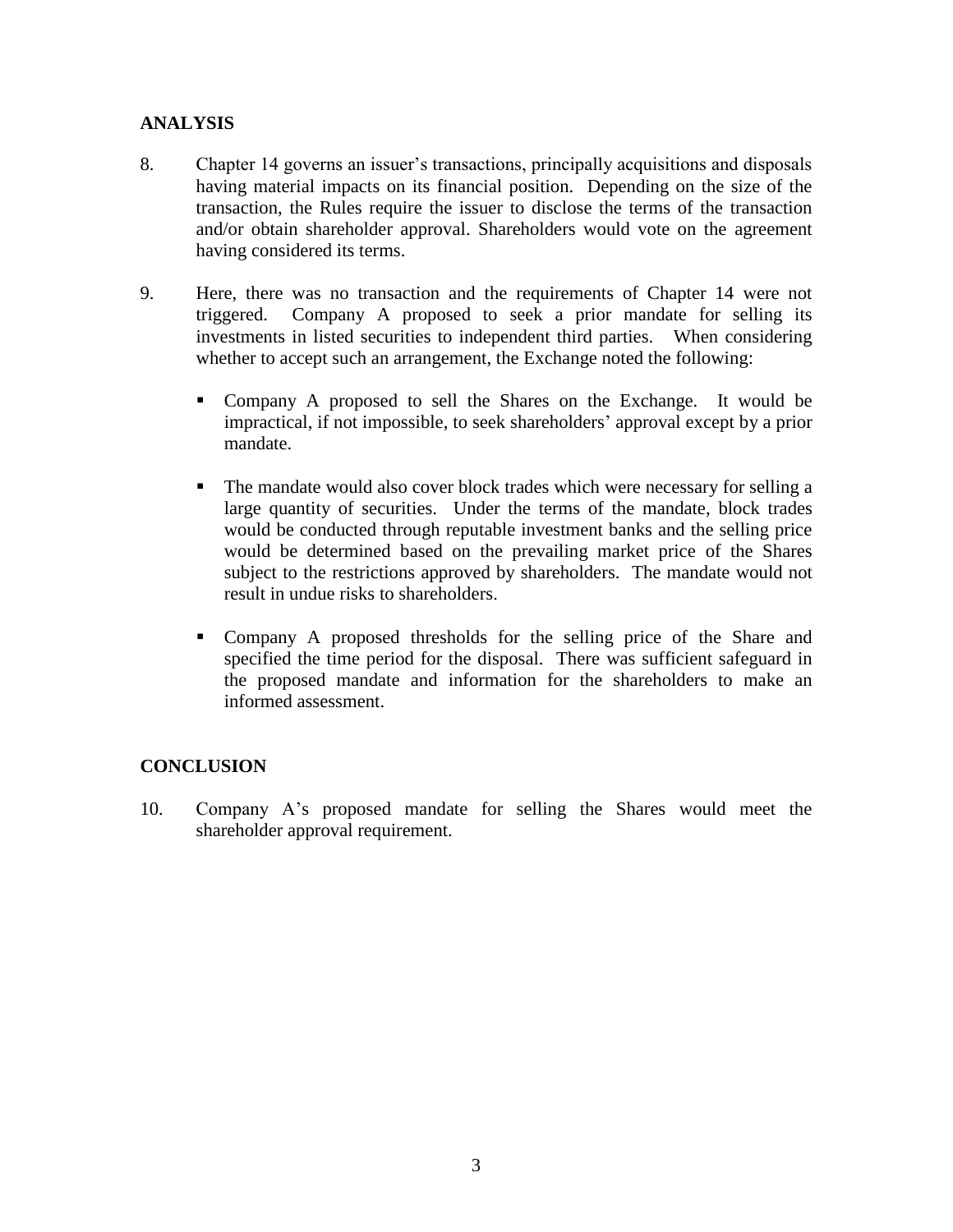## ANALYSIS

8. Chapter 14 governs an issuer's transactions, principally acquisitions and disposals having material impacts on its financial position. Depending on the size of the transaction, the Rules require the issuer to disclose the terms of the transaction and/or obtain shareholder approval. Shareholders would vote on the agreement having considered its terms.

9. Here, there was no transaction and the requirements of Chapter 14 were not triggered. Company A proposed to seek a prior mandate for selling its investments in listed securities to independent third parties. When considering whether to accept such an arrangement, the Exchange noted the following:

   - Company A proposed to sell the Shares on the Exchange. It would be impractical, if not impossible, to seek shareholders' approval except by a prior mandate.

   - The mandate would also cover block trades which were necessary for selling a large quantity of securities. Under the terms of the mandate, block trades would be conducted through reputable investment banks and the selling price would be determined based on the prevailing market price of the Shares subject to the restrictions approved by shareholders. The mandate would not result in undue risks to shareholders.

   - Company A proposed thresholds for the selling price of the Share and specified the time period for the disposal. There was sufficient safeguard in the proposed mandate and information for the shareholders to make an informed assessment.

## CONCLUSION

10. Company A's proposed mandate for selling the Shares would meet the shareholder approval requirement.